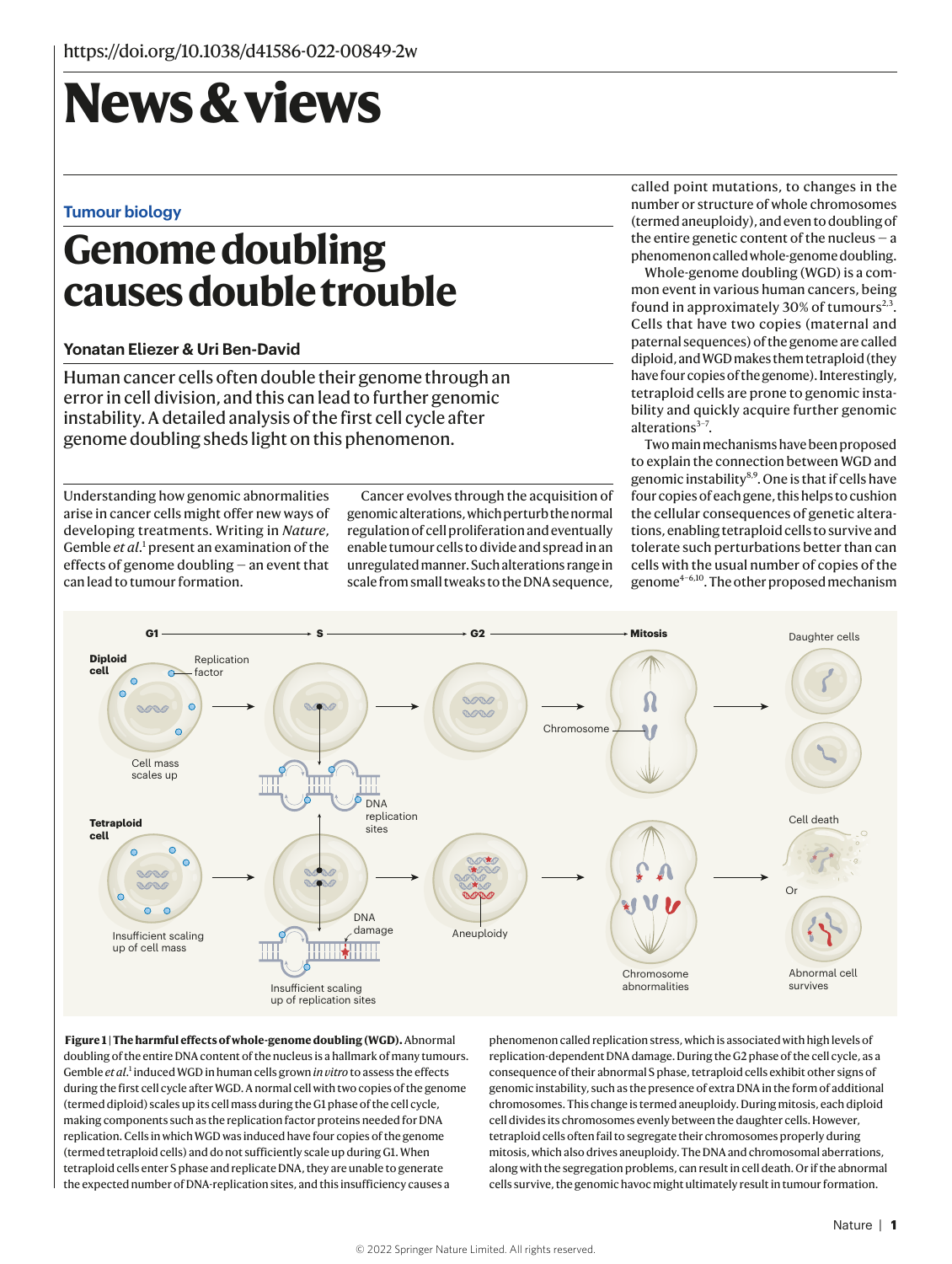https://doi.org/10.1038/d41586-022-00849-2w

# News & views

**Tumour biology**

## Genome doubling causes double trouble

**Yonatan Eliezer & Uri Ben-David**

Human cancer cells often double their genome through an error in cell division, and this can lead to further genomic instability. A detailed analysis of the first cell cycle after genome doubling sheds light on this phenomenon.

Understanding how genomic abnormalities arise in cancer cells might offer new ways of developing treatments. Writing in *Nature*, Gemble *et al.*[1] present an examination of the effects of genome doubling — an event that can lead to tumour formation.

Cancer evolves through the acquisition of genomic alterations, which perturb the normal regulation of cell proliferation and eventually enable tumour cells to divide and spread in an unregulated manner. Such alterations range in scale from small tweaks to the DNA sequence, called point mutations, to changes in the number or structure of whole chromosomes (termed aneuploidy), and even to doubling of the entire genetic content of the nucleus — a phenomenon called whole-genome doubling.

Whole-genome doubling (WGD) is a common event in various human cancers, being found in approximately 30% of tumours[2,3]. Cells that have two copies (maternal and paternal sequences) of the genome are called diploid, and WGD makes them tetraploid (they have four copies of the genome). Interestingly, tetraploid cells are prone to genomic instability and quickly acquire further genomic alterations[3–7].

Two main mechanisms have been proposed to explain the connection between WGD and genomic instability[8,9]. One is that if cells have four copies of each gene, this helps to cushion the cellular consequences of genetic alterations, enabling tetraploid cells to survive and tolerate such perturbations better than can cells with the usual number of copies of the genome[4–6,10]. The other proposed mechanism

**Figure 1 | The harmful effects of whole-genome doubling (WGD).** Abnormal doubling of the entire DNA content of the nucleus is a hallmark of many tumours. Gemble *et al.*[1] induced WGD in human cells grown *in vitro* to assess the effects during the first cell cycle after WGD. A normal cell with two copies of the genome (termed diploid) scales up its cell mass during the G1 phase of the cell cycle, making components such as the replication factor proteins needed for DNA replication. Cells in which WGD was induced have four copies of the genome (termed tetraploid cells) and do not sufficiently scale up during G1. When tetraploid cells enter S phase and replicate DNA, they are unable to generate the expected number of DNA-replication sites, and this insufficiency causes a phenomenon called replication stress, which is associated with high levels of replication-dependent DNA damage. During the G2 phase of the cell cycle, as a consequence of their abnormal S phase, tetraploid cells exhibit other signs of genomic instability, such as the presence of extra DNA in the form of additional chromosomes. This change is termed aneuploidy. During mitosis, each diploid cell divides its chromosomes evenly between the daughter cells. However, tetraploid cells often fail to segregate their chromosomes properly during mitosis, which also drives aneuploidy. The DNA and chromosomal aberrations, along with the segregation problems, can result in cell death. Or if the abnormal cells survive, the genomic havoc might ultimately result in tumour formation.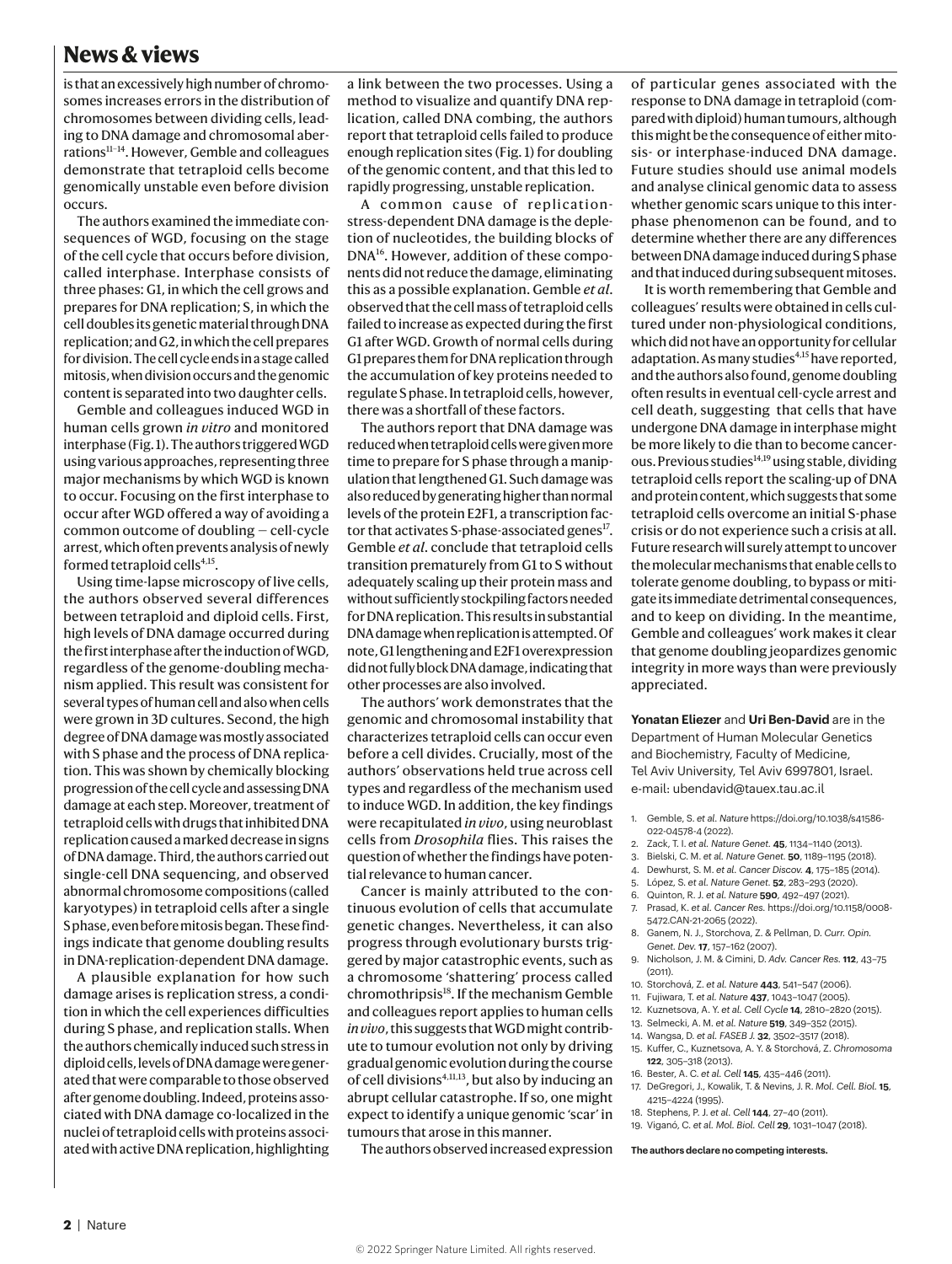is that an excessively high number of chromosomes increases errors in the distribution of chromosomes between dividing cells, leading to DNA damage and chromosomal aberrations[11–14]. However, Gemble and colleagues demonstrate that tetraploid cells become genomically unstable even before division occurs.

The authors examined the immediate consequences of WGD, focusing on the stage of the cell cycle that occurs before division, called interphase. Interphase consists of three phases: G1, in which the cell grows and prepares for DNA replication; S, in which the cell doubles its genetic material through DNA replication; and G2, in which the cell prepares for division. The cell cycle ends in a stage called mitosis, when division occurs and the genomic content is separated into two daughter cells.

Gemble and colleagues induced WGD in human cells grown *in vitro* and monitored interphase (Fig. 1). The authors triggered WGD using various approaches, representing three major mechanisms by which WGD is known to occur. Focusing on the first interphase to occur after WGD offered a way of avoiding a common outcome of doubling — cell-cycle arrest, which often prevents analysis of newly formed tetraploid cells[4,15].

Using time-lapse microscopy of live cells, the authors observed several differences between tetraploid and diploid cells. First, high levels of DNA damage occurred during the first interphase after the induction of WGD, regardless of the genome-doubling mechanism applied. This result was consistent for several types of human cell and also when cells were grown in 3D cultures. Second, the high degree of DNA damage was mostly associated with S phase and the process of DNA replication. This was shown by chemically blocking progression of the cell cycle and assessing DNA damage at each step. Moreover, treatment of tetraploid cells with drugs that inhibited DNA replication caused a marked decrease in signs of DNA damage. Third, the authors carried out single-cell DNA sequencing, and observed abnormal chromosome compositions (called karyotypes) in tetraploid cells after a single S phase, even before mitosis began. These findings indicate that genome doubling results in DNA-replication-dependent DNA damage.

A plausible explanation for how such damage arises is replication stress, a condition in which the cell experiences difficulties during S phase, and replication stalls. When the authors chemically induced such stress in diploid cells, levels of DNA damage were generated that were comparable to those observed after genome doubling. Indeed, proteins associated with DNA damage co-localized in the nuclei of tetraploid cells with proteins associated with active DNA replication, highlighting a link between the two processes. Using a method to visualize and quantify DNA replication, called DNA combing, the authors report that tetraploid cells failed to produce enough replication sites (Fig. 1) for doubling of the genomic content, and that this led to rapidly progressing, unstable replication.

A common cause of replication-stress-dependent DNA damage is the depletion of nucleotides, the building blocks of DNA[16]. However, addition of these components did not reduce the damage, eliminating this as a possible explanation. Gemble *et al.* observed that the cell mass of tetraploid cells failed to increase as expected during the first G1 after WGD. Growth of normal cells during G1 prepares them for DNA replication through the accumulation of key proteins needed to regulate S phase. In tetraploid cells, however, there was a shortfall of these factors.

The authors report that DNA damage was reduced when tetraploid cells were given more time to prepare for S phase through a manipulation that lengthened G1. Such damage was also reduced by generating higher than normal levels of the protein E2F1, a transcription factor that activates S-phase-associated genes[17]. Gemble *et al.* conclude that tetraploid cells transition prematurely from G1 to S without adequately scaling up their protein mass and without sufficiently stockpiling factors needed for DNA replication. This results in substantial DNA damage when replication is attempted. Of note, G1 lengthening and E2F1 overexpression did not fully block DNA damage, indicating that other processes are also involved.

The authors' work demonstrates that the genomic and chromosomal instability that characterizes tetraploid cells can occur even before a cell divides. Crucially, most of the authors' observations held true across cell types and regardless of the mechanism used to induce WGD. In addition, the key findings were recapitulated *in vivo*, using neuroblast cells from *Drosophila* flies. This raises the question of whether the findings have potential relevance to human cancer.

Cancer is mainly attributed to the continuous evolution of cells that accumulate genetic changes. Nevertheless, it can also progress through evolutionary bursts triggered by major catastrophic events, such as a chromosome 'shattering' process called chromothripsis[18]. If the mechanism Gemble and colleagues report applies to human cells *in vivo*, this suggests that WGD might contribute to tumour evolution not only by driving gradual genomic evolution during the course of cell divisions[4,11,13], but also by inducing an abrupt cellular catastrophe. If so, one might expect to identify a unique genomic 'scar' in tumours that arose in this manner.

The authors observed increased expression of particular genes associated with the response to DNA damage in tetraploid (compared with diploid) human tumours, although this might be the consequence of either mitosis- or interphase-induced DNA damage. Future studies should use animal models and analyse clinical genomic data to assess whether genomic scars unique to this interphase phenomenon can be found, and to determine whether there are any differences between DNA damage induced during S phase and that induced during subsequent mitoses.

It is worth remembering that Gemble and colleagues' results were obtained in cells cultured under non-physiological conditions, which did not have an opportunity for cellular adaptation. As many studies[4,15] have reported, and the authors also found, genome doubling often results in eventual cell-cycle arrest and cell death, suggesting that cells that have undergone DNA damage in interphase might be more likely to die than to become cancerous. Previous studies[14,19] using stable, dividing tetraploid cells report the scaling-up of DNA and protein content, which suggests that some tetraploid cells overcome an initial S-phase crisis or do not experience such a crisis at all. Future research will surely attempt to uncover the molecular mechanisms that enable cells to tolerate genome doubling, to bypass or mitigate its immediate detrimental consequences, and to keep on dividing. In the meantime, Gemble and colleagues' work makes it clear that genome doubling jeopardizes genomic integrity in more ways than were previously appreciated.

**Yonatan Eliezer** and **Uri Ben-David** are in the Department of Human Molecular Genetics and Biochemistry, Faculty of Medicine, Tel Aviv University, Tel Aviv 6997801, Israel.
e-mail: ubendavid@tauex.tau.ac.il

1. Gemble, S. *et al. Nature* https://doi.org/10.1038/s41586-022-04578-4 (2022).
2. Zack, T. I. *et al. Nature Genet.* **45**, 1134–1140 (2013).
3. Bielski, C. M. *et al. Nature Genet.* **50**, 1189–1195 (2018).
4. Dewhurst, S. M. *et al. Cancer Discov.* **4**, 175–185 (2014).
5. López, S. *et al. Nature Genet.* **52**, 283–293 (2020).
6. Quinton, R. J. *et al. Nature* **590**, 492–497 (2021).
7. Prasad, K. *et al. Cancer Res.* https://doi.org/10.1158/0008-5472.CAN-21-2065 (2022).
8. Ganem, N. J., Storchova, Z. & Pellman, D. *Curr. Opin. Genet. Dev.* **17**, 157–162 (2007).
9. Nicholson, J. M. & Cimini, D. *Adv. Cancer Res.* **112**, 43–75 (2011).
10. Storchová, Z. *et al. Nature* **443**, 541–547 (2006).
11. Fujiwara, T. *et al. Nature* **437**, 1043–1047 (2005).
12. Kuznetsova, A. Y. *et al. Cell Cycle* **14**, 2810–2820 (2015).
13. Selmecki, A. M. *et al. Nature* **519**, 349–352 (2015).
14. Wangsa, D. *et al. FASEB J.* **32**, 3502–3517 (2018).
15. Kuffer, C., Kuznetsova, A. Y. & Storchová, Z. *Chromosoma* **122**, 305–318 (2013).
16. Bester, A. C. *et al. Cell* **145**, 435–446 (2011).
17. DeGregori, J., Kowalik, T. & Nevins, J. R. *Mol. Cell. Biol.* **15**, 4215–4224 (1995).
18. Stephens, P. J. *et al. Cell* **144**, 27–40 (2011).
19. Viganó, C. *et al. Mol. Biol. Cell* **29**, 1031–1047 (2018).

**The authors declare no competing interests.**